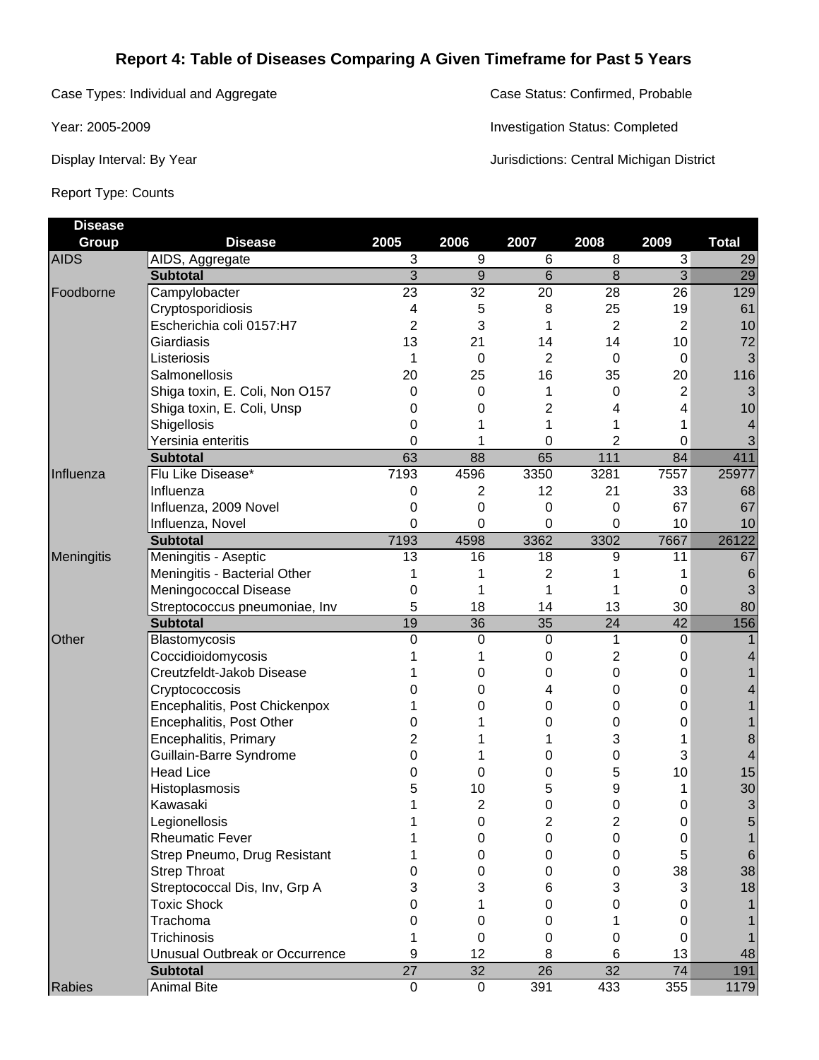# Report 4: Table of Diseases Comparing A Given Timeframe for Past 5 Years

Case Types: Individual and Aggregate

Case Status: Confirmed, Probable

Year: 2005-2009

Investigation Status: Completed

Display Interval: By Year

Jurisdictions: Central Michigan District

Report Type: Counts

| Disease Group | Disease | 2005 | 2006 | 2007 | 2008 | 2009 | Total |
|---|---|---|---|---|---|---|---|
| AIDS | AIDS, Aggregate | 3 | 9 | 6 | 8 | 3 | 29 |
| | **Subtotal** | 3 | 9 | 6 | 8 | 3 | 29 |
| Foodborne | Campylobacter | 23 | 32 | 20 | 28 | 26 | 129 |
| | Cryptosporidiosis | 4 | 5 | 8 | 25 | 19 | 61 |
| | Escherichia coli 0157:H7 | 2 | 3 | 1 | 2 | 2 | 10 |
| | Giardiasis | 13 | 21 | 14 | 14 | 10 | 72 |
| | Listeriosis | 1 | 0 | 2 | 0 | 0 | 3 |
| | Salmonellosis | 20 | 25 | 16 | 35 | 20 | 116 |
| | Shiga toxin, E. Coli, Non O157 | 0 | 0 | 1 | 0 | 2 | 3 |
| | Shiga toxin, E. Coli, Unsp | 0 | 0 | 2 | 4 | 4 | 10 |
| | Shigellosis | 0 | 1 | 1 | 1 | 1 | 4 |
| | Yersinia enteritis | 0 | 1 | 0 | 2 | 0 | 3 |
| | **Subtotal** | 63 | 88 | 65 | 111 | 84 | 411 |
| Influenza | Flu Like Disease* | 7193 | 4596 | 3350 | 3281 | 7557 | 25977 |
| | Influenza | 0 | 2 | 12 | 21 | 33 | 68 |
| | Influenza, 2009 Novel | 0 | 0 | 0 | 0 | 67 | 67 |
| | Influenza, Novel | 0 | 0 | 0 | 0 | 10 | 10 |
| | **Subtotal** | 7193 | 4598 | 3362 | 3302 | 7667 | 26122 |
| Meningitis | Meningitis - Aseptic | 13 | 16 | 18 | 9 | 11 | 67 |
| | Meningitis - Bacterial Other | 1 | 1 | 2 | 1 | 1 | 6 |
| | Meningococcal Disease | 0 | 1 | 1 | 1 | 0 | 3 |
| | Streptococcus pneumoniae, Inv | 5 | 18 | 14 | 13 | 30 | 80 |
| | **Subtotal** | 19 | 36 | 35 | 24 | 42 | 156 |
| Other | Blastomycosis | 0 | 0 | 0 | 1 | 0 | 1 |
| | Coccidioidomycosis | 1 | 1 | 0 | 2 | 0 | 4 |
| | Creutzfeldt-Jakob Disease | 1 | 0 | 0 | 0 | 0 | 1 |
| | Cryptococcosis | 0 | 0 | 4 | 0 | 0 | 4 |
| | Encephalitis, Post Chickenpox | 1 | 0 | 0 | 0 | 0 | 1 |
| | Encephalitis, Post Other | 0 | 1 | 0 | 0 | 0 | 1 |
| | Encephalitis, Primary | 2 | 1 | 1 | 3 | 1 | 8 |
| | Guillain-Barre Syndrome | 0 | 1 | 0 | 0 | 3 | 4 |
| | Head Lice | 0 | 0 | 0 | 5 | 10 | 15 |
| | Histoplasmosis | 5 | 10 | 5 | 9 | 1 | 30 |
| | Kawasaki | 1 | 2 | 0 | 0 | 0 | 3 |
| | Legionellosis | 1 | 0 | 2 | 2 | 0 | 5 |
| | Rheumatic Fever | 1 | 0 | 0 | 0 | 0 | 1 |
| | Strep Pneumo, Drug Resistant | 1 | 0 | 0 | 0 | 5 | 6 |
| | Strep Throat | 0 | 0 | 0 | 0 | 38 | 38 |
| | Streptococcal Dis, Inv, Grp A | 3 | 3 | 6 | 3 | 3 | 18 |
| | Toxic Shock | 0 | 1 | 0 | 0 | 0 | 1 |
| | Trachoma | 0 | 0 | 0 | 1 | 0 | 1 |
| | Trichinosis | 1 | 0 | 0 | 0 | 0 | 1 |
| | Unusual Outbreak or Occurrence | 9 | 12 | 8 | 6 | 13 | 48 |
| | **Subtotal** | 27 | 32 | 26 | 32 | 74 | 191 |
| Rabies | Animal Bite | 0 | 0 | 391 | 433 | 355 | 1179 |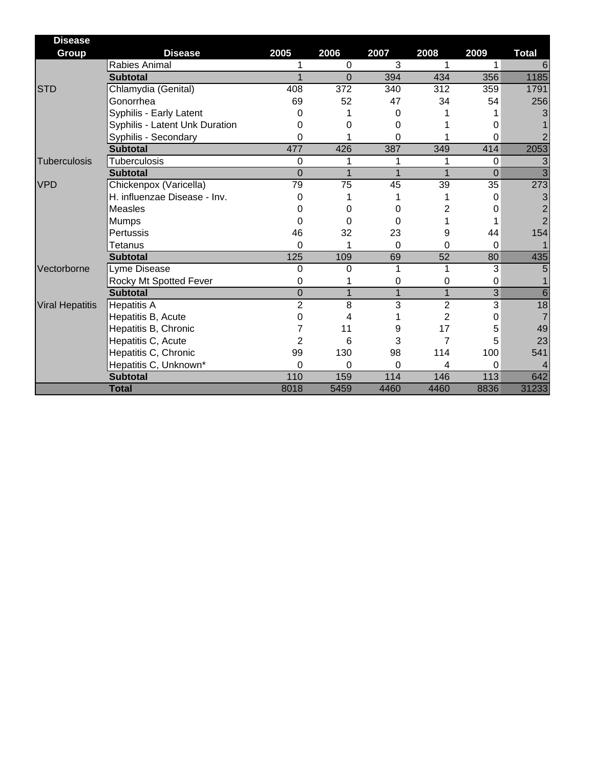| Disease Group | Disease | 2005 | 2006 | 2007 | 2008 | 2009 | Total |
|---|---|---|---|---|---|---|---|
| | Rabies Animal | 1 | 0 | 3 | 1 | 1 | 6 |
| | **Subtotal** | 1 | 0 | 394 | 434 | 356 | 1185 |
| STD | Chlamydia (Genital) | 408 | 372 | 340 | 312 | 359 | 1791 |
| | Gonorrhea | 69 | 52 | 47 | 34 | 54 | 256 |
| | Syphilis - Early Latent | 0 | 1 | 0 | 1 | 1 | 3 |
| | Syphilis - Latent Unk Duration | 0 | 0 | 0 | 1 | 0 | 1 |
| | Syphilis - Secondary | 0 | 1 | 0 | 1 | 0 | 2 |
| | **Subtotal** | 477 | 426 | 387 | 349 | 414 | 2053 |
| Tuberculosis | Tuberculosis | 0 | 1 | 1 | 1 | 0 | 3 |
| | **Subtotal** | 0 | 1 | 1 | 1 | 0 | 3 |
| VPD | Chickenpox (Varicella) | 79 | 75 | 45 | 39 | 35 | 273 |
| | H. influenzae Disease - Inv. | 0 | 1 | 1 | 1 | 0 | 3 |
| | Measles | 0 | 0 | 0 | 2 | 0 | 2 |
| | Mumps | 0 | 0 | 0 | 1 | 1 | 2 |
| | Pertussis | 46 | 32 | 23 | 9 | 44 | 154 |
| | Tetanus | 0 | 1 | 0 | 0 | 0 | 1 |
| | **Subtotal** | 125 | 109 | 69 | 52 | 80 | 435 |
| Vectorborne | Lyme Disease | 0 | 0 | 1 | 1 | 3 | 5 |
| | Rocky Mt Spotted Fever | 0 | 1 | 0 | 0 | 0 | 1 |
| | **Subtotal** | 0 | 1 | 1 | 1 | 3 | 6 |
| Viral Hepatitis | Hepatitis A | 2 | 8 | 3 | 2 | 3 | 18 |
| | Hepatitis B, Acute | 0 | 4 | 1 | 2 | 0 | 7 |
| | Hepatitis B, Chronic | 7 | 11 | 9 | 17 | 5 | 49 |
| | Hepatitis C, Acute | 2 | 6 | 3 | 7 | 5 | 23 |
| | Hepatitis C, Chronic | 99 | 130 | 98 | 114 | 100 | 541 |
| | Hepatitis C, Unknown* | 0 | 0 | 0 | 4 | 0 | 4 |
| | **Subtotal** | 110 | 159 | 114 | 146 | 113 | 642 |
| | **Total** | 8018 | 5459 | 4460 | 4460 | 8836 | 31233 |